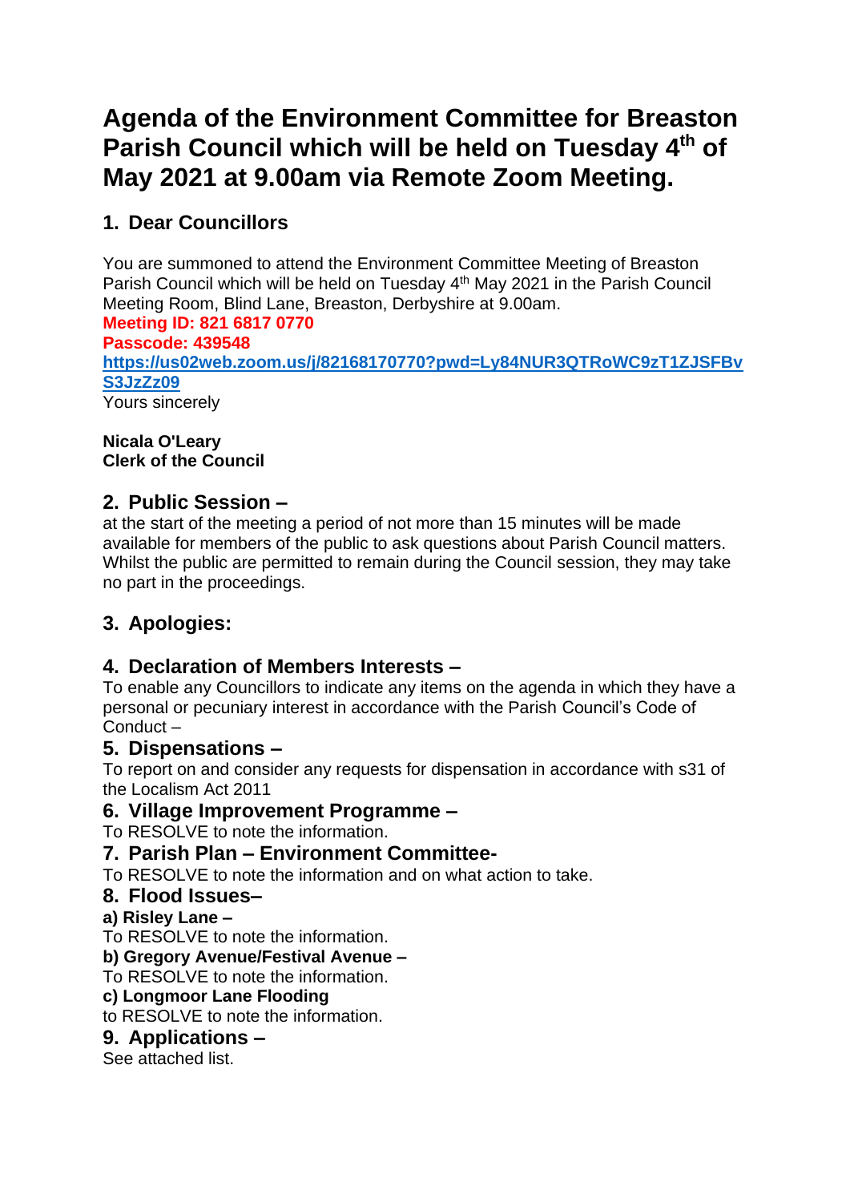# Agenda of the Environment Committee for Breaston Parish Council which will be held on Tuesday 4th of May 2021 at 9.00am via Remote Zoom Meeting.

## 1. Dear Councillors

You are summoned to attend the Environment Committee Meeting of Breaston Parish Council which will be held on Tuesday 4th May 2021 in the Parish Council Meeting Room, Blind Lane, Breaston, Derbyshire at 9.00am.

**Meeting ID: 821 6817 0770**

**Passcode: 439548**

**https://us02web.zoom.us/j/82168170770?pwd=Ly84NUR3QTRoWC9zT1ZJSFBvS3JzZz09**

Yours sincerely

**Nicala O'Leary**
**Clerk of the Council**

## 2. Public Session –

at the start of the meeting a period of not more than 15 minutes will be made available for members of the public to ask questions about Parish Council matters. Whilst the public are permitted to remain during the Council session, they may take no part in the proceedings.

## 3. Apologies:

## 4. Declaration of Members Interests –

To enable any Councillors to indicate any items on the agenda in which they have a personal or pecuniary interest in accordance with the Parish Council's Code of Conduct –

## 5. Dispensations –

To report on and consider any requests for dispensation in accordance with s31 of the Localism Act 2011

## 6. Village Improvement Programme –

To RESOLVE to note the information.

## 7. Parish Plan – Environment Committee-

To RESOLVE to note the information and on what action to take.

## 8. Flood Issues–

**a) Risley Lane –**

To RESOLVE to note the information.

**b) Gregory Avenue/Festival Avenue –**

To RESOLVE to note the information.

**c) Longmoor Lane Flooding**

to RESOLVE to note the information.

## 9. Applications –

See attached list.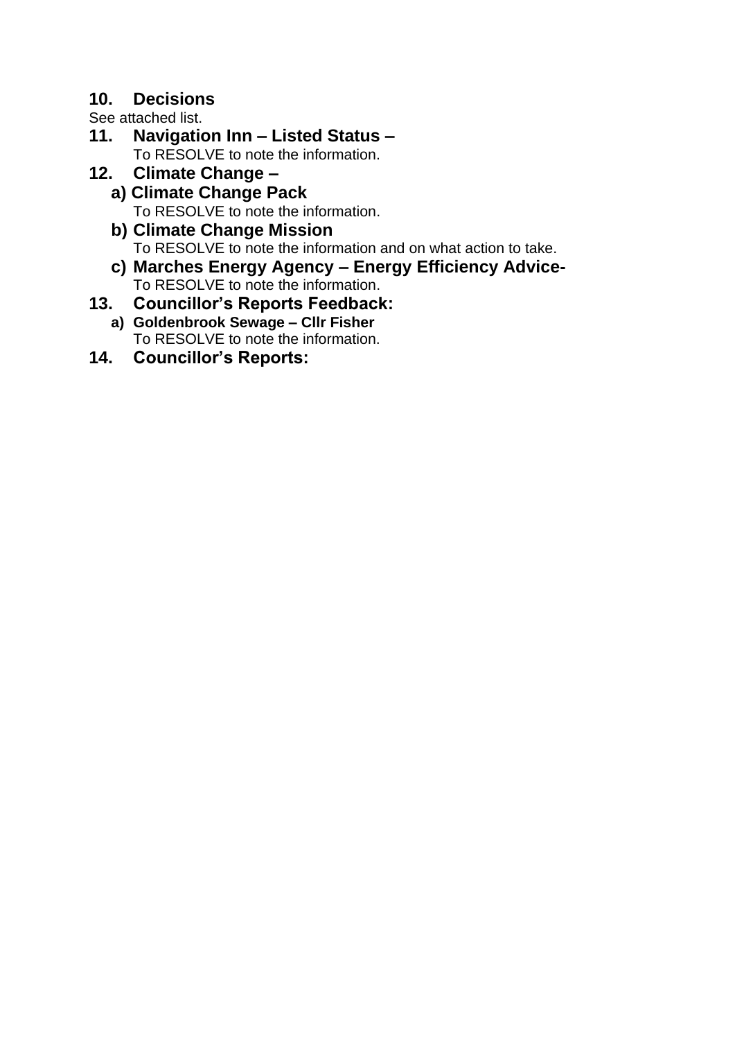## 10. Decisions

See attached list.

## 11. Navigation Inn – Listed Status –

To RESOLVE to note the information.

## 12. Climate Change –

### a) Climate Change Pack

To RESOLVE to note the information.

### b) Climate Change Mission

To RESOLVE to note the information and on what action to take.

### c) Marches Energy Agency – Energy Efficiency Advice-

To RESOLVE to note the information.

## 13. Councillor's Reports Feedback:

**a) Goldenbrook Sewage – Cllr Fisher**

To RESOLVE to note the information.

## 14. Councillor's Reports: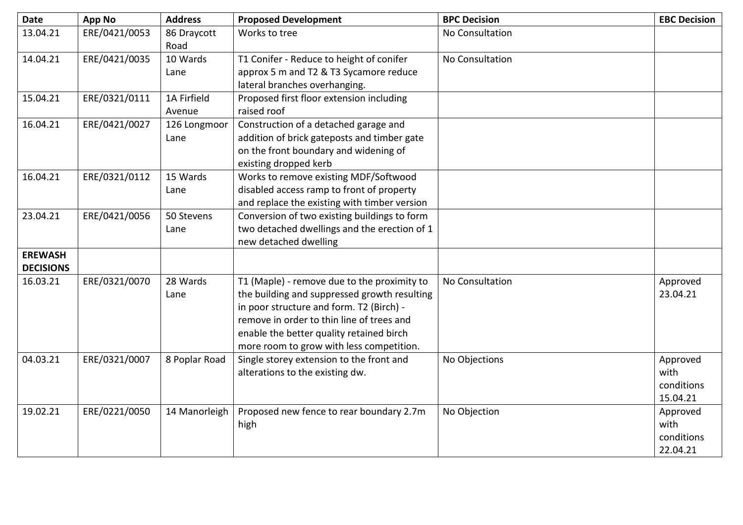| Date | App No | Address | Proposed Development | BPC Decision | EBC Decision |
|---|---|---|---|---|---|
| 13.04.21 | ERE/0421/0053 | 86 Draycott Road | Works to tree | No Consultation | |
| 14.04.21 | ERE/0421/0035 | 10 Wards Lane | T1 Conifer - Reduce to height of conifer approx 5 m and T2 & T3 Sycamore reduce lateral branches overhanging. | No Consultation | |
| 15.04.21 | ERE/0321/0111 | 1A Firfield Avenue | Proposed first floor extension including raised roof | | |
| 16.04.21 | ERE/0421/0027 | 126 Longmoor Lane | Construction of a detached garage and addition of brick gateposts and timber gate on the front boundary and widening of existing dropped kerb | | |
| 16.04.21 | ERE/0321/0112 | 15 Wards Lane | Works to remove existing MDF/Softwood disabled access ramp to front of property and replace the existing with timber version | | |
| 23.04.21 | ERE/0421/0056 | 50 Stevens Lane | Conversion of two existing buildings to form two detached dwellings and the erection of 1 new detached dwelling | | |
| **EREWASH DECISIONS** | | | | | |
| 16.03.21 | ERE/0321/0070 | 28 Wards Lane | T1 (Maple) - remove due to the proximity to the building and suppressed growth resulting in poor structure and form. T2 (Birch) - remove in order to thin line of trees and enable the better quality retained birch more room to grow with less competition. | No Consultation | Approved 23.04.21 |
| 04.03.21 | ERE/0321/0007 | 8 Poplar Road | Single storey extension to the front and alterations to the existing dw. | No Objections | Approved with conditions 15.04.21 |
| 19.02.21 | ERE/0221/0050 | 14 Manorleigh | Proposed new fence to rear boundary 2.7m high | No Objection | Approved with conditions 22.04.21 |